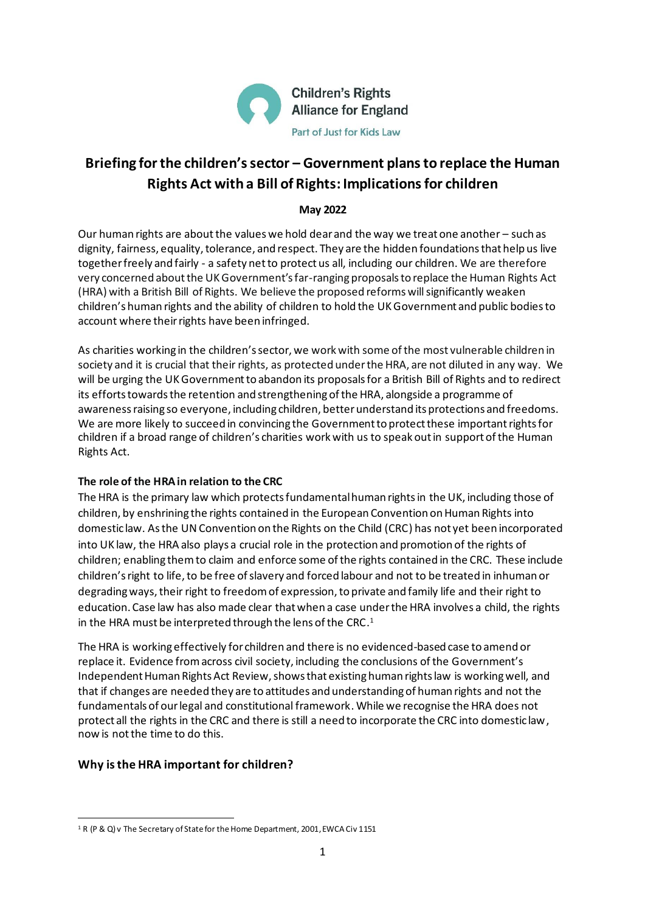Children's Rights Alliance for England

Part of Just for Kids Law

# Briefing for the children's sector – Government plans to replace the Human Rights Act with a Bill of Rights: Implications for children

**May 2022**

Our human rights are about the values we hold dear and the way we treat one another – such as dignity, fairness, equality, tolerance, and respect. They are the hidden foundations that help us live together freely and fairly - a safety net to protect us all, including our children. We are therefore very concerned about the UK Government's far-ranging proposals to replace the Human Rights Act (HRA) with a British Bill of Rights. We believe the proposed reforms will significantly weaken children's human rights and the ability of children to hold the UK Government and public bodies to account where their rights have been infringed.

As charities working in the children's sector, we work with some of the most vulnerable children in society and it is crucial that their rights, as protected under the HRA, are not diluted in any way. We will be urging the UK Government to abandon its proposals for a British Bill of Rights and to redirect its efforts towards the retention and strengthening of the HRA, alongside a programme of awareness raising so everyone, including children, better understand its protections and freedoms. We are more likely to succeed in convincing the Government to protect these important rights for children if a broad range of children's charities work with us to speak out in support of the Human Rights Act.

**The role of the HRA in relation to the CRC**

The HRA is the primary law which protects fundamental human rights in the UK, including those of children, by enshrining the rights contained in the European Convention on Human Rights into domestic law. As the UN Convention on the Rights on the Child (CRC) has not yet been incorporated into UK law, the HRA also plays a crucial role in the protection and promotion of the rights of children; enabling them to claim and enforce some of the rights contained in the CRC. These include children's right to life, to be free of slavery and forced labour and not to be treated in inhuman or degrading ways, their right to freedom of expression, to private and family life and their right to education. Case law has also made clear that when a case under the HRA involves a child, the rights in the HRA must be interpreted through the lens of the CRC.[1]

The HRA is working effectively for children and there is no evidenced-based case to amend or replace it. Evidence from across civil society, including the conclusions of the Government's Independent Human Rights Act Review, shows that existing human rights law is working well, and that if changes are needed they are to attitudes and understanding of human rights and not the fundamentals of our legal and constitutional framework. While we recognise the HRA does not protect all the rights in the CRC and there is still a need to incorporate the CRC into domestic law, now is not the time to do this.

## Why is the HRA important for children?

[1] R (P & Q) v The Secretary of State for the Home Department, 2001, EWCA Civ 1151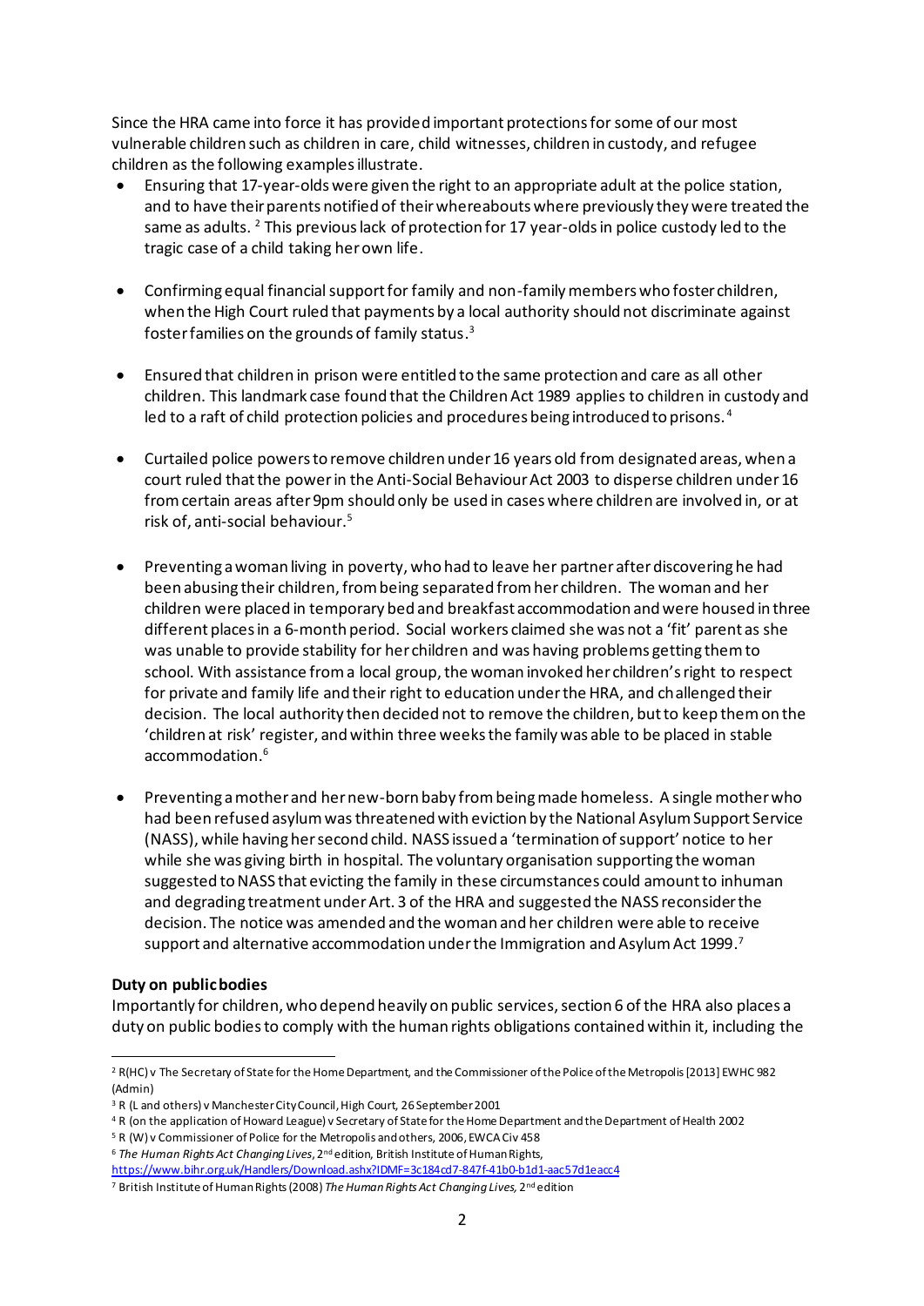Since the HRA came into force it has provided important protections for some of our most vulnerable children such as children in care, child witnesses, children in custody, and refugee children as the following examples illustrate.

- Ensuring that 17-year-olds were given the right to an appropriate adult at the police station, and to have their parents notified of their whereabouts where previously they were treated the same as adults. [2] This previous lack of protection for 17 year-olds in police custody led to the tragic case of a child taking her own life.

- Confirming equal financial support for family and non-family members who foster children, when the High Court ruled that payments by a local authority should not discriminate against foster families on the grounds of family status.[3]

- Ensured that children in prison were entitled to the same protection and care as all other children. This landmark case found that the Children Act 1989 applies to children in custody and led to a raft of child protection policies and procedures being introduced to prisons. [4]

- Curtailed police powers to remove children under 16 years old from designated areas, when a court ruled that the power in the Anti-Social Behaviour Act 2003 to disperse children under 16 from certain areas after 9pm should only be used in cases where children are involved in, or at risk of, anti-social behaviour.[5]

- Preventing a woman living in poverty, who had to leave her partner after discovering he had been abusing their children, from being separated from her children. The woman and her children were placed in temporary bed and breakfast accommodation and were housed in three different places in a 6-month period. Social workers claimed she was not a 'fit' parent as she was unable to provide stability for her children and was having problems getting them to school. With assistance from a local group, the woman invoked her children's right to respect for private and family life and their right to education under the HRA, and challenged their decision. The local authority then decided not to remove the children, but to keep them on the 'children at risk' register, and within three weeks the family was able to be placed in stable accommodation.[6]

- Preventing a mother and her new-born baby from being made homeless. A single mother who had been refused asylum was threatened with eviction by the National Asylum Support Service (NASS), while having her second child. NASS issued a 'termination of support' notice to her while she was giving birth in hospital. The voluntary organisation supporting the woman suggested to NASS that evicting the family in these circumstances could amount to inhuman and degrading treatment under Art. 3 of the HRA and suggested the NASS reconsider the decision. The notice was amended and the woman and her children were able to receive support and alternative accommodation under the Immigration and Asylum Act 1999.[7]

**Duty on public bodies**

Importantly for children, who depend heavily on public services, section 6 of the HRA also places a duty on public bodies to comply with the human rights obligations contained within it, including the

---

[2] R(HC) v The Secretary of State for the Home Department, and the Commissioner of the Police of the Metropolis [2013] EWHC 982 (Admin)

[3] R (L and others) v Manchester City Council, High Court, 26 September 2001

[4] R (on the application of Howard League) v Secretary of State for the Home Department and the Department of Health 2002

[5] R (W) v Commissioner of Police for the Metropolis and others, 2006, EWCA Civ 458

[6] *The Human Rights Act Changing Lives*, 2nd edition, British Institute of Human Rights, https://www.bihr.org.uk/Handlers/Download.ashx?IDMF=3c184cd7-847f-41b0-b1d1-aac57d1eacc4

[7] British Institute of Human Rights (2008) *The Human Rights Act Changing Lives,* 2nd edition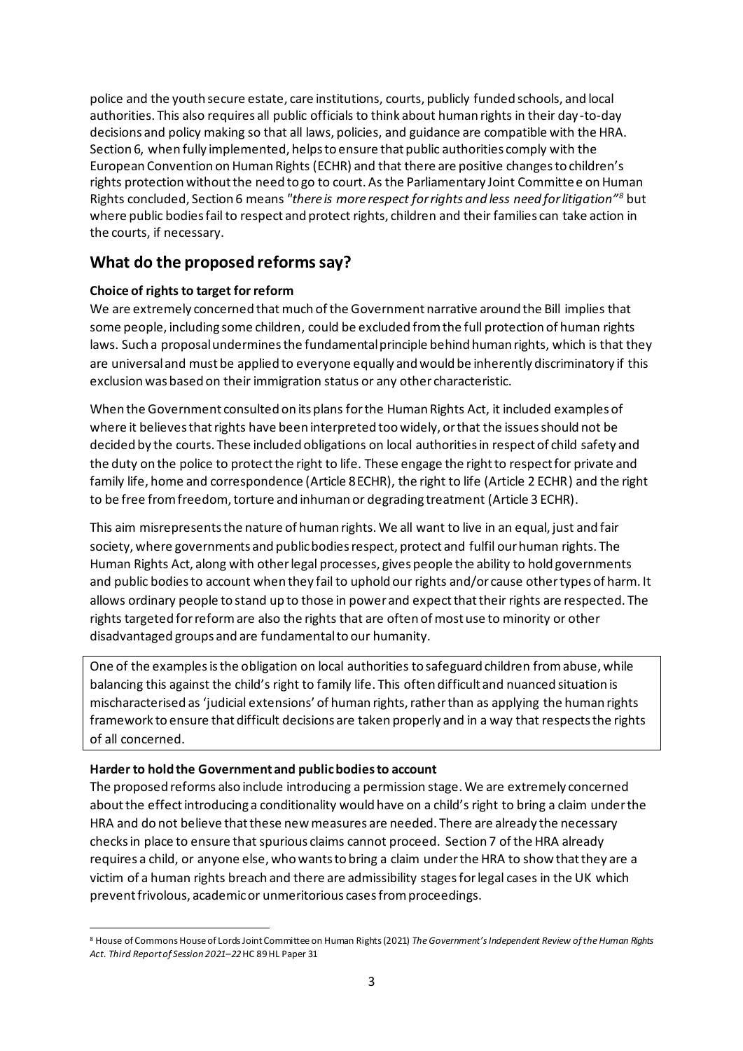police and the youth secure estate, care institutions, courts, publicly funded schools, and local authorities. This also requires all public officials to think about human rights in their day-to-day decisions and policy making so that all laws, policies, and guidance are compatible with the HRA. Section 6, when fully implemented, helps to ensure that public authorities comply with the European Convention on Human Rights (ECHR) and that there are positive changes to children's rights protection without the need to go to court. As the Parliamentary Joint Committee on Human Rights concluded, Section 6 means *"there is more respect for rights and less need for litigation"*[8] but where public bodies fail to respect and protect rights, children and their families can take action in the courts, if necessary.

## What do the proposed reforms say?

**Choice of rights to target for reform**

We are extremely concerned that much of the Government narrative around the Bill implies that some people, including some children, could be excluded from the full protection of human rights laws. Such a proposal undermines the fundamental principle behind human rights, which is that they are universal and must be applied to everyone equally and would be inherently discriminatory if this exclusion was based on their immigration status or any other characteristic.

When the Government consulted on its plans for the Human Rights Act, it included examples of where it believes that rights have been interpreted too widely, or that the issues should not be decided by the courts. These included obligations on local authorities in respect of child safety and the duty on the police to protect the right to life. These engage the right to respect for private and family life, home and correspondence (Article 8 ECHR), the right to life (Article 2 ECHR) and the right to be free from freedom, torture and inhuman or degrading treatment (Article 3 ECHR).

This aim misrepresents the nature of human rights. We all want to live in an equal, just and fair society, where governments and public bodies respect, protect and fulfil our human rights. The Human Rights Act, along with other legal processes, gives people the ability to hold governments and public bodies to account when they fail to uphold our rights and/or cause other types of harm. It allows ordinary people to stand up to those in power and expect that their rights are respected. The rights targeted for reform are also the rights that are often of most use to minority or other disadvantaged groups and are fundamental to our humanity.

> One of the examples is the obligation on local authorities to safeguard children from abuse, while balancing this against the child's right to family life. This often difficult and nuanced situation is mischaracterised as 'judicial extensions' of human rights, rather than as applying the human rights framework to ensure that difficult decisions are taken properly and in a way that respects the rights of all concerned.

**Harder to hold the Government and public bodies to account**

The proposed reforms also include introducing a permission stage. We are extremely concerned about the effect introducing a conditionality would have on a child's right to bring a claim under the HRA and do not believe that these new measures are needed. There are already the necessary checks in place to ensure that spurious claims cannot proceed. Section 7 of the HRA already requires a child, or anyone else, who wants to bring a claim under the HRA to show that they are a victim of a human rights breach and there are admissibility stages for legal cases in the UK which prevent frivolous, academic or unmeritorious cases from proceedings.

---

[8] House of Commons House of Lords Joint Committee on Human Rights (2021) *The Government's Independent Review of the Human Rights Act. Third Report of Session 2021–22* HC 89 HL Paper 31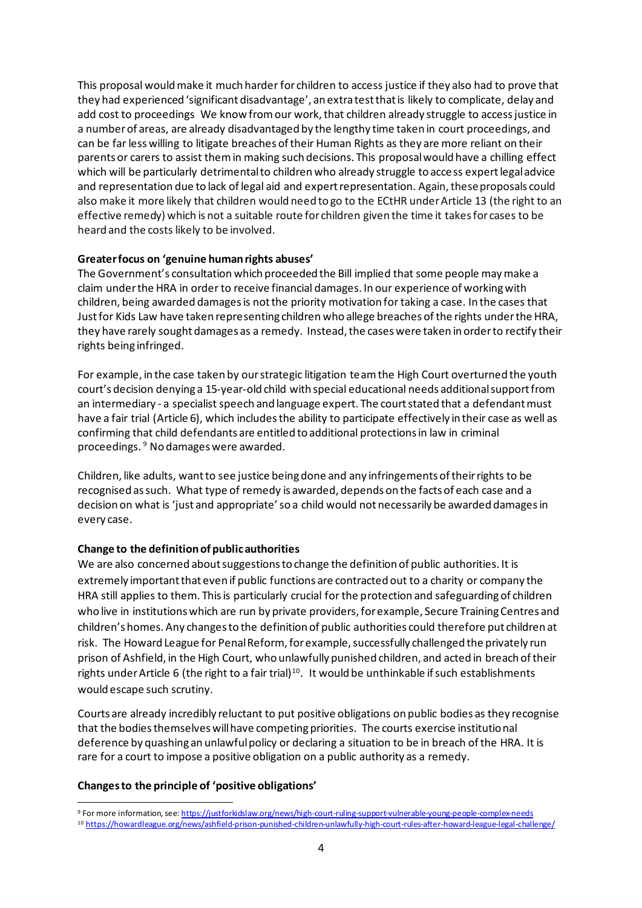This proposal would make it much harder for children to access justice if they also had to prove that they had experienced 'significant disadvantage', an extra test that is likely to complicate, delay and add cost to proceedings We know from our work, that children already struggle to access justice in a number of areas, are already disadvantaged by the lengthy time taken in court proceedings, and can be far less willing to litigate breaches of their Human Rights as they are more reliant on their parents or carers to assist them in making such decisions. This proposal would have a chilling effect which will be particularly detrimental to children who already struggle to access expert legal advice and representation due to lack of legal aid and expert representation. Again, these proposals could also make it more likely that children would need to go to the ECtHR under Article 13 (the right to an effective remedy) which is not a suitable route for children given the time it takes for cases to be heard and the costs likely to be involved.

**Greater focus on 'genuine human rights abuses'**

The Government's consultation which proceeded the Bill implied that some people may make a claim under the HRA in order to receive financial damages. In our experience of working with children, being awarded damages is not the priority motivation for taking a case. In the cases that Just for Kids Law have taken representing children who allege breaches of the rights under the HRA, they have rarely sought damages as a remedy. Instead, the cases were taken in order to rectify their rights being infringed.

For example, in the case taken by our strategic litigation team the High Court overturned the youth court's decision denying a 15-year-old child with special educational needs additional support from an intermediary - a specialist speech and language expert. The court stated that a defendant must have a fair trial (Article 6), which includes the ability to participate effectively in their case as well as confirming that child defendants are entitled to additional protections in law in criminal proceedings. [9] No damages were awarded.

Children, like adults, want to see justice being done and any infringements of their rights to be recognised as such. What type of remedy is awarded, depends on the facts of each case and a decision on what is 'just and appropriate' so a child would not necessarily be awarded damages in every case.

**Change to the definition of public authorities**

We are also concerned about suggestions to change the definition of public authorities. It is extremely important that even if public functions are contracted out to a charity or company the HRA still applies to them. This is particularly crucial for the protection and safeguarding of children who live in institutions which are run by private providers, for example, Secure Training Centres and children's homes. Any changes to the definition of public authorities could therefore put children at risk. The Howard League for Penal Reform, for example, successfully challenged the privately run prison of Ashfield, in the High Court, who unlawfully punished children, and acted in breach of their rights under Article 6 (the right to a fair trial)[10]. It would be unthinkable if such establishments would escape such scrutiny.

Courts are already incredibly reluctant to put positive obligations on public bodies as they recognise that the bodies themselves will have competing priorities. The courts exercise institutional deference by quashing an unlawful policy or declaring a situation to be in breach of the HRA. It is rare for a court to impose a positive obligation on a public authority as a remedy.

**Changes to the principle of 'positive obligations'**

---

[9] For more information, see: https://justforkidslaw.org/news/high-court-ruling-support-vulnerable-young-people-complex-needs

[10] https://howardleague.org/news/ashfield-prison-punished-children-unlawfully-high-court-rules-after-howard-league-legal-challenge/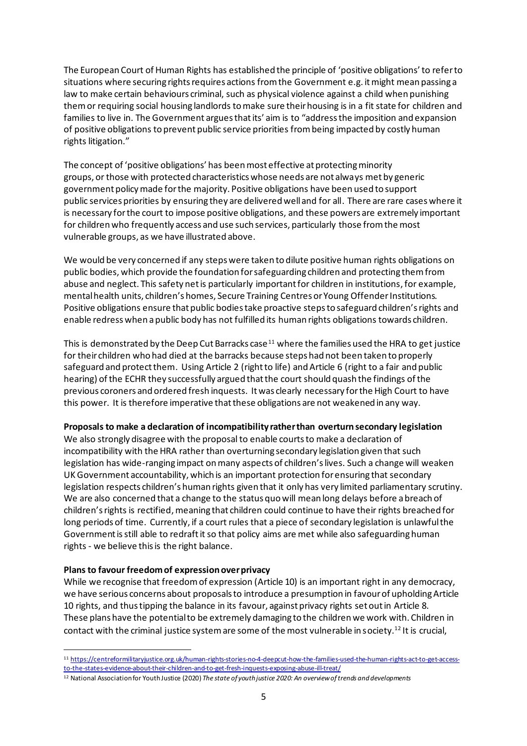The European Court of Human Rights has established the principle of 'positive obligations' to refer to situations where securing rights requires actions from the Government e.g. it might mean passing a law to make certain behaviours criminal, such as physical violence against a child when punishing them or requiring social housing landlords to make sure their housing is in a fit state for children and families to live in. The Government argues that its' aim is to "address the imposition and expansion of positive obligations to prevent public service priorities from being impacted by costly human rights litigation."

The concept of 'positive obligations' has been most effective at protecting minority groups, or those with protected characteristics whose needs are not always met by generic government policy made for the majority. Positive obligations have been used to support public services priorities by ensuring they are delivered well and for all. There are rare cases where it is necessary for the court to impose positive obligations, and these powers are extremely important for children who frequently access and use such services, particularly those from the most vulnerable groups, as we have illustrated above.

We would be very concerned if any steps were taken to dilute positive human rights obligations on public bodies, which provide the foundation for safeguarding children and protecting them from abuse and neglect. This safety net is particularly important for children in institutions, for example, mental health units, children's homes, Secure Training Centres or Young Offender Institutions. Positive obligations ensure that public bodies take proactive steps to safeguard children's rights and enable redress when a public body has not fulfilled its human rights obligations towards children.

This is demonstrated by the Deep Cut Barracks case[11] where the families used the HRA to get justice for their children who had died at the barracks because steps had not been taken to properly safeguard and protect them. Using Article 2 (right to life) and Article 6 (right to a fair and public hearing) of the ECHR they successfully argued that the court should quash the findings of the previous coroners and ordered fresh inquests. It was clearly necessary for the High Court to have this power. It is therefore imperative that these obligations are not weakened in any way.

**Proposals to make a declaration of incompatibility rather than overturn secondary legislation**

We also strongly disagree with the proposal to enable courts to make a declaration of incompatibility with the HRA rather than overturning secondary legislation given that such legislation has wide-ranging impact on many aspects of children's lives. Such a change will weaken UK Government accountability, which is an important protection for ensuring that secondary legislation respects children's human rights given that it only has very limited parliamentary scrutiny. We are also concerned that a change to the status quo will mean long delays before a breach of children's rights is rectified, meaning that children could continue to have their rights breached for long periods of time. Currently, if a court rules that a piece of secondary legislation is unlawful the Government is still able to redraft it so that policy aims are met while also safeguarding human rights - we believe this is the right balance.

**Plans to favour freedom of expression over privacy**

While we recognise that freedom of expression (Article 10) is an important right in any democracy, we have serious concerns about proposals to introduce a presumption in favour of upholding Article 10 rights, and thus tipping the balance in its favour, against privacy rights set out in Article 8. These plans have the potential to be extremely damaging to the children we work with. Children in contact with the criminal justice system are some of the most vulnerable in society.[12] It is crucial,

---

[11] https://centreformilitaryjustice.org.uk/human-rights-stories-no-4-deepcut-how-the-families-used-the-human-rights-act-to-get-access-to-the-states-evidence-about-their-children-and-to-get-fresh-inquests-exposing-abuse-ill-treat/

[12] National Association for Youth Justice (2020) *The state of youth justice 2020: An overview of trends and developments*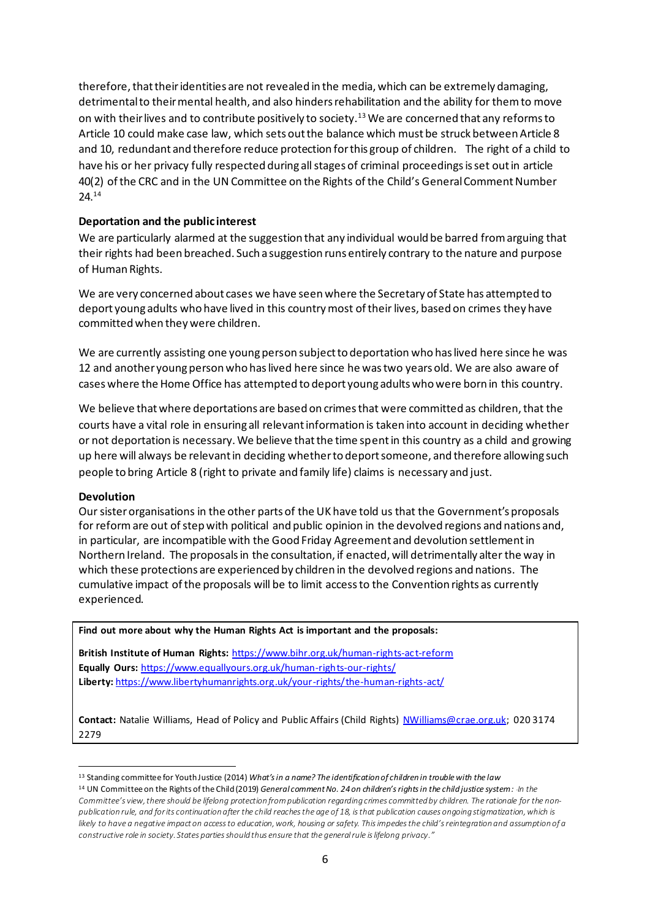therefore, that their identities are not revealed in the media, which can be extremely damaging, detrimental to their mental health, and also hinders rehabilitation and the ability for them to move on with their lives and to contribute positively to society.[13] We are concerned that any reforms to Article 10 could make case law, which sets out the balance which must be struck between Article 8 and 10, redundant and therefore reduce protection for this group of children. The right of a child to have his or her privacy fully respected during all stages of criminal proceedings is set out in article 40(2) of the CRC and in the UN Committee on the Rights of the Child's General Comment Number 24.[14]

**Deportation and the public interest**

We are particularly alarmed at the suggestion that any individual would be barred from arguing that their rights had been breached. Such a suggestion runs entirely contrary to the nature and purpose of Human Rights.

We are very concerned about cases we have seen where the Secretary of State has attempted to deport young adults who have lived in this country most of their lives, based on crimes they have committed when they were children.

We are currently assisting one young person subject to deportation who has lived here since he was 12 and another young person who has lived here since he was two years old. We are also aware of cases where the Home Office has attempted to deport young adults who were born in this country.

We believe that where deportations are based on crimes that were committed as children, that the courts have a vital role in ensuring all relevant information is taken into account in deciding whether or not deportation is necessary. We believe that the time spent in this country as a child and growing up here will always be relevant in deciding whether to deport someone, and therefore allowing such people to bring Article 8 (right to private and family life) claims is necessary and just.

**Devolution**

Our sister organisations in the other parts of the UK have told us that the Government's proposals for reform are out of step with political and public opinion in the devolved regions and nations and, in particular, are incompatible with the Good Friday Agreement and devolution settlement in Northern Ireland. The proposals in the consultation, if enacted, will detrimentally alter the way in which these protections are experienced by children in the devolved regions and nations. The cumulative impact of the proposals will be to limit access to the Convention rights as currently experienced.

**Find out more about why the Human Rights Act is important and the proposals:**

**British Institute of Human Rights:** https://www.bihr.org.uk/human-rights-act-reform
**Equally Ours:** https://www.equallyours.org.uk/human-rights-our-rights/
**Liberty:** https://www.libertyhumanrights.org.uk/your-rights/the-human-rights-act/

**Contact:** Natalie Williams, Head of Policy and Public Affairs (Child Rights) NWilliams@crae.org.uk; 020 3174 2279

---

[13] Standing committee for Youth Justice (2014) *What's in a name? The identification of children in trouble with the law*

[14] UN Committee on the Rights of the Child (2019) *General comment No. 24 on children's rights in the child justice system: "In the Committee's view, there should be lifelong protection from publication regarding crimes committed by children. The rationale for the non-publication rule, and for its continuation after the child reaches the age of 18, is that publication causes ongoing stigmatization, which is likely to have a negative impact on access to education, work, housing or safety. This impedes the child's reintegration and assumption of a constructive role in society. States parties should thus ensure that the general rule is lifelong privacy."*